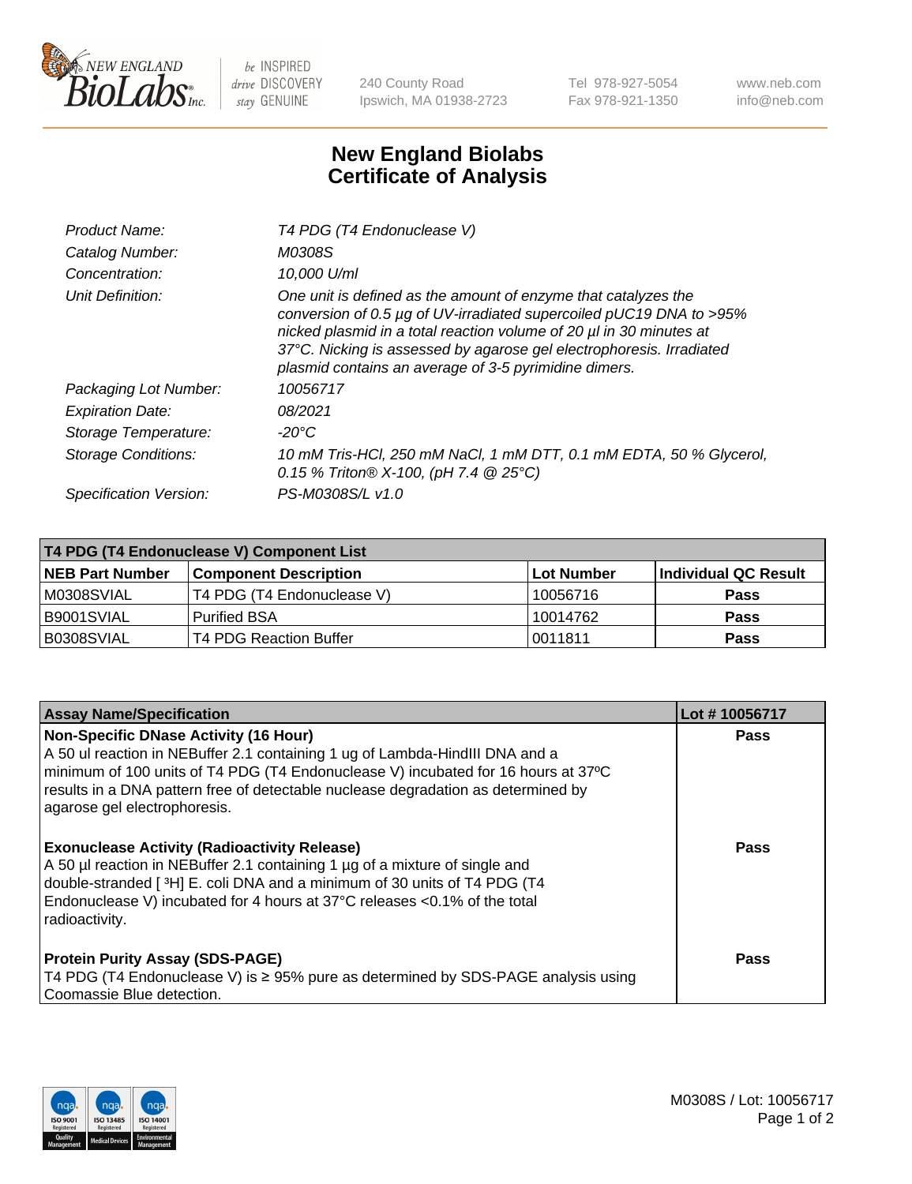# New England Biolabs
# Certificate of Analysis

| | |
|---|---|
| *Product Name:* | *T4 PDG (T4 Endonuclease V)* |
| *Catalog Number:* | *M0308S* |
| *Concentration:* | *10,000 U/ml* |
| *Unit Definition:* | *One unit is defined as the amount of enzyme that catalyzes the conversion of 0.5 µg of UV-irradiated supercoiled pUC19 DNA to >95% nicked plasmid in a total reaction volume of 20 µl in 30 minutes at 37°C. Nicking is assessed by agarose gel electrophoresis. Irradiated plasmid contains an average of 3-5 pyrimidine dimers.* |
| *Packaging Lot Number:* | *10056717* |
| *Expiration Date:* | *08/2021* |
| *Storage Temperature:* | *-20°C* |
| *Storage Conditions:* | *10 mM Tris-HCl, 250 mM NaCl, 1 mM DTT, 0.1 mM EDTA, 50 % Glycerol, 0.15 % Triton® X-100, (pH 7.4 @ 25°C)* |
| *Specification Version:* | *PS-M0308S/L v1.0* |

| T4 PDG (T4 Endonuclease V) Component List | | | |
|---|---|---|---|
| **NEB Part Number** | **Component Description** | **Lot Number** | **Individual QC Result** |
| M0308SVIAL | T4 PDG (T4 Endonuclease V) | 10056716 | **Pass** |
| B9001SVIAL | Purified BSA | 10014762 | **Pass** |
| B0308SVIAL | T4 PDG Reaction Buffer | 0011811 | **Pass** |

| Assay Name/Specification | Lot # 10056717 |
|---|---|
| **Non-Specific DNase Activity (16 Hour)**<br>A 50 ul reaction in NEBuffer 2.1 containing 1 ug of Lambda-HindIII DNA and a minimum of 100 units of T4 PDG (T4 Endonuclease V) incubated for 16 hours at 37ºC results in a DNA pattern free of detectable nuclease degradation as determined by agarose gel electrophoresis. | **Pass** |
| **Exonuclease Activity (Radioactivity Release)**<br>A 50 µl reaction in NEBuffer 2.1 containing 1 µg of a mixture of single and double-stranded [ $^3$H] E. coli DNA and a minimum of 30 units of T4 PDG (T4 Endonuclease V) incubated for 4 hours at 37°C releases <0.1% of the total radioactivity. | **Pass** |
| **Protein Purity Assay (SDS-PAGE)**<br>T4 PDG (T4 Endonuclease V) is ≥ 95% pure as determined by SDS-PAGE analysis using Coomassie Blue detection. | **Pass** |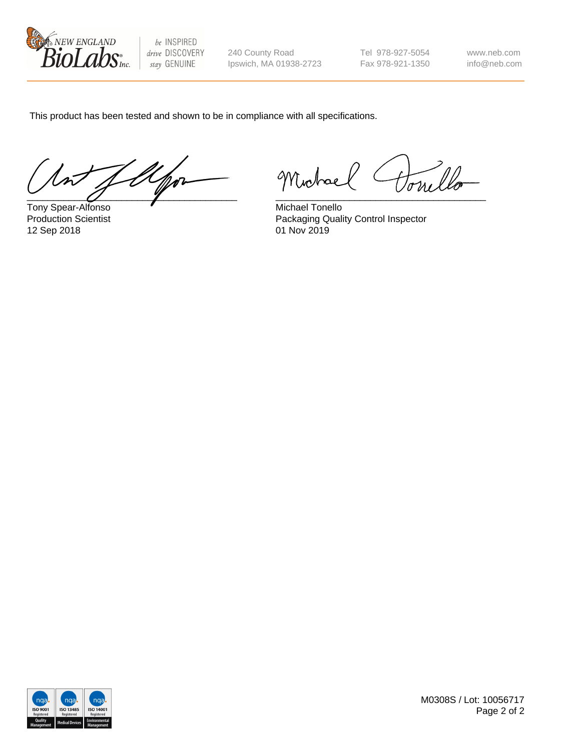This product has been tested and shown to be in compliance with all specifications.

Tony Spear-Alfonso
Production Scientist
12 Sep 2018

Michael Tonello
Packaging Quality Control Inspector
01 Nov 2019

M0308S / Lot: 10056717